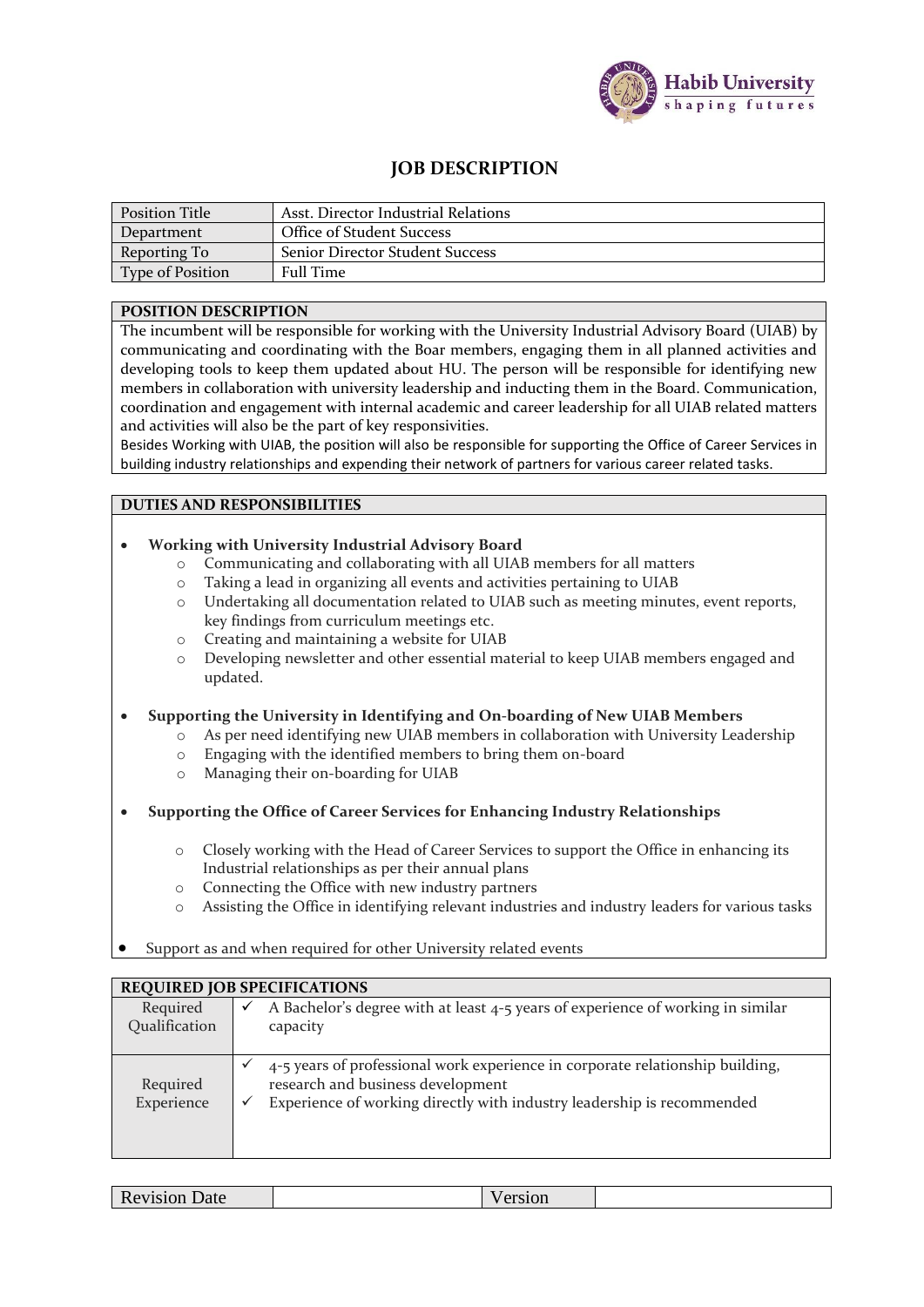# JOB DESCRIPTION

| Position Title | Asst. Director Industrial Relations |
|---|---|
| Department | Office of Student Success |
| Reporting To | Senior Director Student Success |
| Type of Position | Full Time |

## POSITION DESCRIPTION

The incumbent will be responsible for working with the University Industrial Advisory Board (UIAB) by communicating and coordinating with the Boar members, engaging them in all planned activities and developing tools to keep them updated about HU. The person will be responsible for identifying new members in collaboration with university leadership and inducting them in the Board. Communication, coordination and engagement with internal academic and career leadership for all UIAB related matters and activities will also be the part of key responsivities.

Besides Working with UIAB, the position will also be responsible for supporting the Office of Career Services in building industry relationships and expending their network of partners for various career related tasks.

## DUTIES AND RESPONSIBILITIES

- **Working with University Industrial Advisory Board**
  - Communicating and collaborating with all UIAB members for all matters
  - Taking a lead in organizing all events and activities pertaining to UIAB
  - Undertaking all documentation related to UIAB such as meeting minutes, event reports, key findings from curriculum meetings etc.
  - Creating and maintaining a website for UIAB
  - Developing newsletter and other essential material to keep UIAB members engaged and updated.

- **Supporting the University in Identifying and On-boarding of New UIAB Members**
  - As per need identifying new UIAB members in collaboration with University Leadership
  - Engaging with the identified members to bring them on-board
  - Managing their on-boarding for UIAB

- **Supporting the Office of Career Services for Enhancing Industry Relationships**
  - Closely working with the Head of Career Services to support the Office in enhancing its Industrial relationships as per their annual plans
  - Connecting the Office with new industry partners
  - Assisting the Office in identifying relevant industries and industry leaders for various tasks

- Support as and when required for other University related events

## REQUIRED JOB SPECIFICATIONS

| Required Qualification | ✓ A Bachelor's degree with at least 4-5 years of experience of working in similar capacity |
|---|---|
| Required Experience | ✓ 4-5 years of professional work experience in corporate relationship building, research and business development<br>✓ Experience of working directly with industry leadership is recommended |

| Revision Date | | Version | |
|---|---|---|---|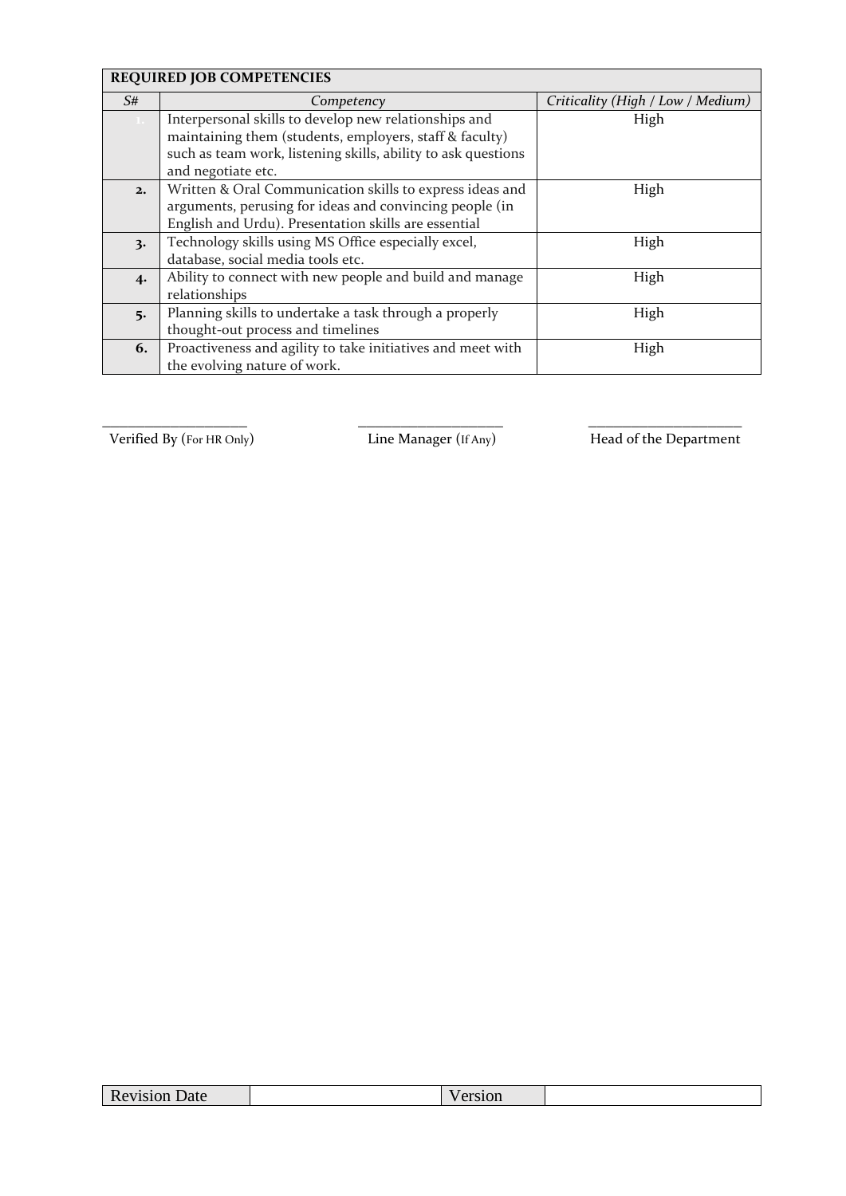| REQUIRED JOB COMPETENCIES | | |
|---|---|---|
| *S#* | *Competency* | *Criticality (High / Low / Medium)* |
| 1. | Interpersonal skills to develop new relationships and maintaining them (students, employers, staff & faculty) such as team work, listening skills, ability to ask questions and negotiate etc. | High |
| **2.** | Written & Oral Communication skills to express ideas and arguments, perusing for ideas and convincing people (in English and Urdu). Presentation skills are essential | High |
| **3.** | Technology skills using MS Office especially excel, database, social media tools etc. | High |
| **4.** | Ability to connect with new people and build and manage relationships | High |
| **5.** | Planning skills to undertake a task through a properly thought-out process and timelines | High |
| **6.** | Proactiveness and agility to take initiatives and meet with the evolving nature of work. | High |

____________________ ____________________ ______________________

Verified By (For HR Only) Line Manager (If Any) Head of the Department

| Revision Date | | Version | |
|---|---|---|---|